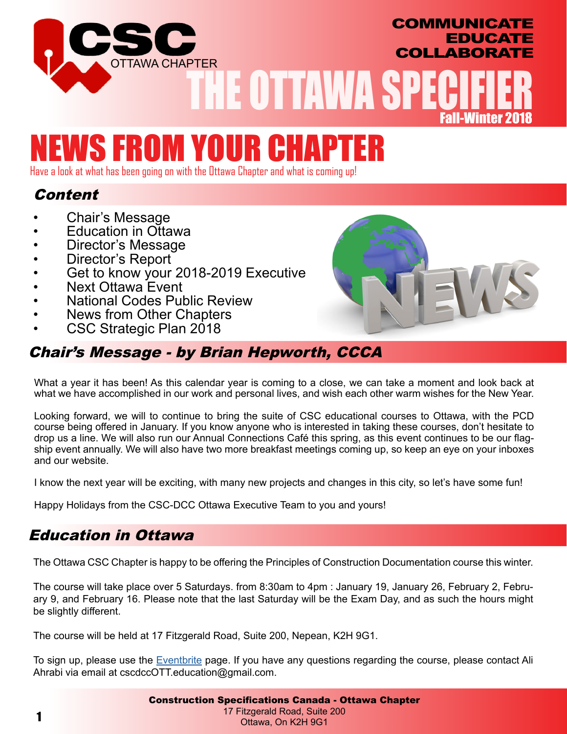CSC OTTAWA CHAPTER

COMMUNICATE
EDUCATE
COLLABORATE

# THE OTTAWA SPECIFIER

Fall-Winter 2018

# NEWS FROM YOUR CHAPTER

Have a look at what has been going on with the Ottawa Chapter and what is coming up!

## Content

- Chair's Message
- Education in Ottawa
- Director's Message
- Director's Report
- Get to know your 2018-2019 Executive
- Next Ottawa Event
- National Codes Public Review
- News from Other Chapters
- CSC Strategic Plan 2018

## Chair's Message - by Brian Hepworth, CCCA

What a year it has been! As this calendar year is coming to a close, we can take a moment and look back at what we have accomplished in our work and personal lives, and wish each other warm wishes for the New Year.

Looking forward, we will to continue to bring the suite of CSC educational courses to Ottawa, with the PCD course being offered in January. If you know anyone who is interested in taking these courses, don't hesitate to drop us a line. We will also run our Annual Connections Café this spring, as this event continues to be our flagship event annually. We will also have two more breakfast meetings coming up, so keep an eye on your inboxes and our website.

I know the next year will be exciting, with many new projects and changes in this city, so let's have some fun!

Happy Holidays from the CSC-DCC Ottawa Executive Team to you and yours!

## Education in Ottawa

The Ottawa CSC Chapter is happy to be offering the Principles of Construction Documentation course this winter.

The course will take place over 5 Saturdays. from 8:30am to 4pm : January 19, January 26, February 2, February 9, and February 16. Please note that the last Saturday will be the Exam Day, and as such the hours might be slightly different.

The course will be held at 17 Fitzgerald Road, Suite 200, Nepean, K2H 9G1.

To sign up, please use the Eventbrite page. If you have any questions regarding the course, please contact Ali Ahrabi via email at cscdccOTT.education@gmail.com.

**Construction Specifications Canada - Ottawa Chapter**
17 Fitzgerald Road, Suite 200
Ottawa, On K2H 9G1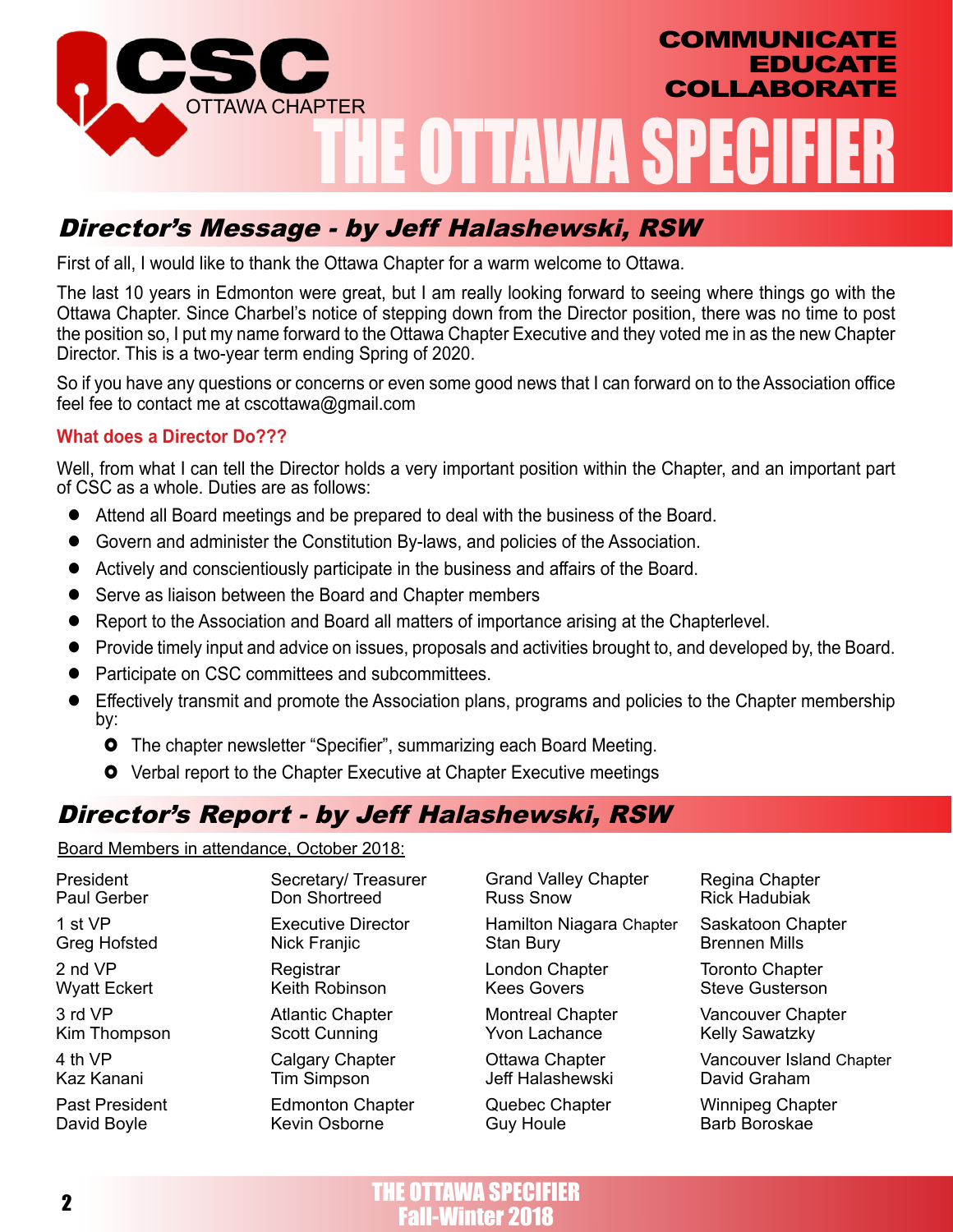# THE OTTAWA SPECIFIER

CSC OTTAWA CHAPTER

COMMUNICATE
EDUCATE
COLLABORATE

## Director's Message - by Jeff Halashewski, RSW

First of all, I would like to thank the Ottawa Chapter for a warm welcome to Ottawa.

The last 10 years in Edmonton were great, but I am really looking forward to seeing where things go with the Ottawa Chapter. Since Charbel's notice of stepping down from the Director position, there was no time to post the position so, I put my name forward to the Ottawa Chapter Executive and they voted me in as the new Chapter Director. This is a two-year term ending Spring of 2020.

So if you have any questions or concerns or even some good news that I can forward on to the Association office feel fee to contact me at cscottawa@gmail.com

### What does a Director Do???

Well, from what I can tell the Director holds a very important position within the Chapter, and an important part of CSC as a whole. Duties are as follows:

- Attend all Board meetings and be prepared to deal with the business of the Board.
- Govern and administer the Constitution By-laws, and policies of the Association.
- Actively and conscientiously participate in the business and affairs of the Board.
- Serve as liaison between the Board and Chapter members
- Report to the Association and Board all matters of importance arising at the Chapterlevel.
- Provide timely input and advice on issues, proposals and activities brought to, and developed by, the Board.
- Participate on CSC committees and subcommittees.
- Effectively transmit and promote the Association plans, programs and policies to the Chapter membership by:
  - The chapter newsletter "Specifier", summarizing each Board Meeting.
  - Verbal report to the Chapter Executive at Chapter Executive meetings

## Director's Report - by Jeff Halashewski, RSW

Board Members in attendance, October 2018:

President
Paul Gerber

1 st VP
Greg Hofsted

2 nd VP
Wyatt Eckert

3 rd VP
Kim Thompson

4 th VP
Kaz Kanani

Past President
David Boyle

Secretary/ Treasurer
Don Shortreed

Executive Director
Nick Franjic

Registrar
Keith Robinson

Atlantic Chapter
Scott Cunning

Calgary Chapter
Tim Simpson

Edmonton Chapter
Kevin Osborne

Grand Valley Chapter
Russ Snow

Hamilton Niagara Chapter
Stan Bury

London Chapter
Kees Govers

Montreal Chapter
Yvon Lachance

Ottawa Chapter
Jeff Halashewski

Quebec Chapter
Guy Houle

Regina Chapter
Rick Hadubiak

Saskatoon Chapter
Brennen Mills

Toronto Chapter
Steve Gusterson

Vancouver Chapter
Kelly Sawatzky

Vancouver Island Chapter
David Graham

Winnipeg Chapter
Barb Boroskae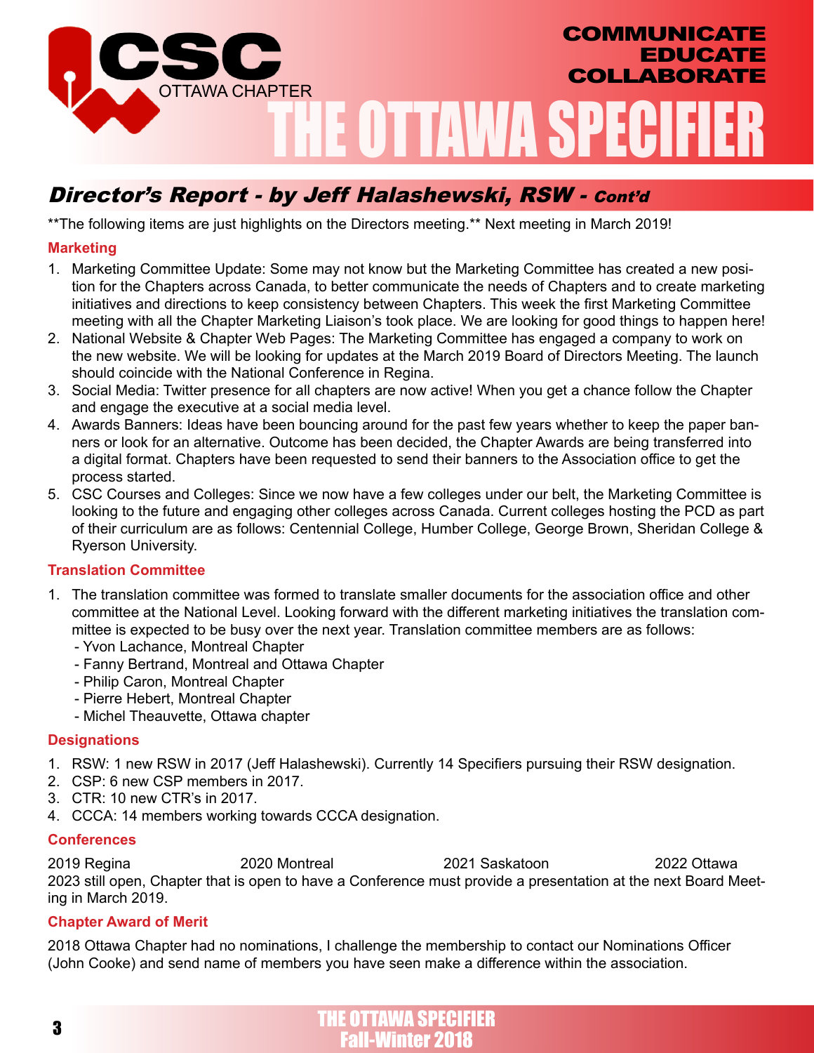## *Director's Report - by Jeff Halashewski, RSW - Cont'd*

**The following items are just highlights on the Directors meeting.** Next meeting in March 2019!

### Marketing

1. Marketing Committee Update: Some may not know but the Marketing Committee has created a new position for the Chapters across Canada, to better communicate the needs of Chapters and to create marketing initiatives and directions to keep consistency between Chapters. This week the first Marketing Committee meeting with all the Chapter Marketing Liaison's took place. We are looking for good things to happen here!
2. National Website & Chapter Web Pages: The Marketing Committee has engaged a company to work on the new website. We will be looking for updates at the March 2019 Board of Directors Meeting. The launch should coincide with the National Conference in Regina.
3. Social Media: Twitter presence for all chapters are now active! When you get a chance follow the Chapter and engage the executive at a social media level.
4. Awards Banners: Ideas have been bouncing around for the past few years whether to keep the paper banners or look for an alternative. Outcome has been decided, the Chapter Awards are being transferred into a digital format. Chapters have been requested to send their banners to the Association office to get the process started.
5. CSC Courses and Colleges: Since we now have a few colleges under our belt, the Marketing Committee is looking to the future and engaging other colleges across Canada. Current colleges hosting the PCD as part of their curriculum are as follows: Centennial College, Humber College, George Brown, Sheridan College & Ryerson University.

### Translation Committee

1. The translation committee was formed to translate smaller documents for the association office and other committee at the National Level. Looking forward with the different marketing initiatives the translation committee is expected to be busy over the next year. Translation committee members are as follows:
   - Yvon Lachance, Montreal Chapter
   - Fanny Bertrand, Montreal and Ottawa Chapter
   - Philip Caron, Montreal Chapter
   - Pierre Hebert, Montreal Chapter
   - Michel Theauvette, Ottawa chapter

### Designations

1. RSW: 1 new RSW in 2017 (Jeff Halashewski). Currently 14 Specifiers pursuing their RSW designation.
2. CSP: 6 new CSP members in 2017.
3. CTR: 10 new CTR's in 2017.
4. CCCA: 14 members working towards CCCA designation.

### Conferences

2019 Regina    2020 Montreal    2021 Saskatoon    2022 Ottawa

2023 still open, Chapter that is open to have a Conference must provide a presentation at the next Board Meeting in March 2019.

### Chapter Award of Merit

2018 Ottawa Chapter had no nominations, I challenge the membership to contact our Nominations Officer (John Cooke) and send name of members you have seen make a difference within the association.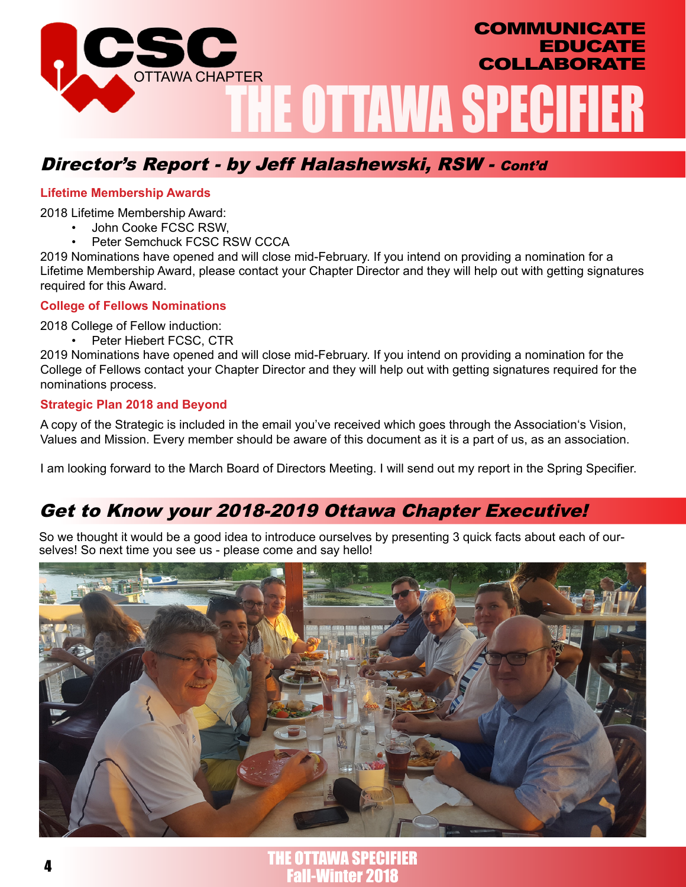## Director's Report - by Jeff Halashewski, RSW - *Cont'd*

### Lifetime Membership Awards

2018 Lifetime Membership Award:

- John Cooke FCSC RSW,
- Peter Semchuck FCSC RSW CCCA

2019 Nominations have opened and will close mid-February. If you intend on providing a nomination for a Lifetime Membership Award, please contact your Chapter Director and they will help out with getting signatures required for this Award.

### College of Fellows Nominations

2018 College of Fellow induction:

- Peter Hiebert FCSC, CTR

2019 Nominations have opened and will close mid-February. If you intend on providing a nomination for the College of Fellows contact your Chapter Director and they will help out with getting signatures required for the nominations process.

### Strategic Plan 2018 and Beyond

A copy of the Strategic is included in the email you've received which goes through the Association's Vision, Values and Mission. Every member should be aware of this document as it is a part of us, as an association.

I am looking forward to the March Board of Directors Meeting. I will send out my report in the Spring Specifier.

## Get to Know your 2018-2019 Ottawa Chapter Executive!

So we thought it would be a good idea to introduce ourselves by presenting 3 quick facts about each of ourselves! So next time you see us - please come and say hello!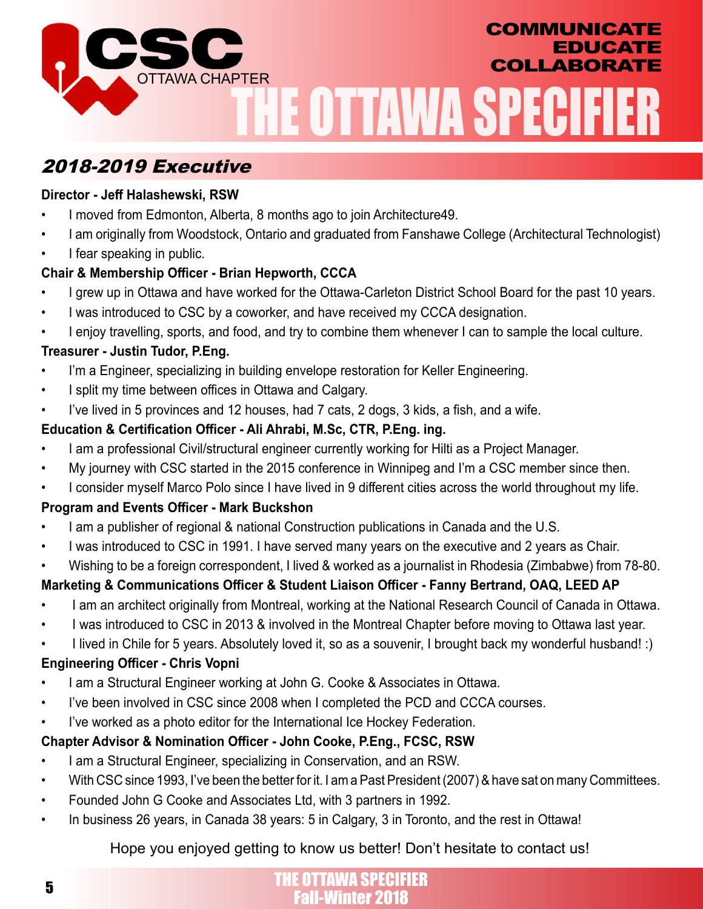## 2018-2019 Executive

**Director - Jeff Halashewski, RSW**

- I moved from Edmonton, Alberta, 8 months ago to join Architecture49.
- I am originally from Woodstock, Ontario and graduated from Fanshawe College (Architectural Technologist)
- I fear speaking in public.

**Chair & Membership Officer - Brian Hepworth, CCCA**

- I grew up in Ottawa and have worked for the Ottawa-Carleton District School Board for the past 10 years.
- I was introduced to CSC by a coworker, and have received my CCCA designation.
- I enjoy travelling, sports, and food, and try to combine them whenever I can to sample the local culture.

**Treasurer - Justin Tudor, P.Eng.**

- I'm a Engineer, specializing in building envelope restoration for Keller Engineering.
- I split my time between offices in Ottawa and Calgary.
- I've lived in 5 provinces and 12 houses, had 7 cats, 2 dogs, 3 kids, a fish, and a wife.

**Education & Certification Officer - Ali Ahrabi, M.Sc, CTR, P.Eng. ing.**

- I am a professional Civil/structural engineer currently working for Hilti as a Project Manager.
- My journey with CSC started in the 2015 conference in Winnipeg and I'm a CSC member since then.
- I consider myself Marco Polo since I have lived in 9 different cities across the world throughout my life.

**Program and Events Officer - Mark Buckshon**

- I am a publisher of regional & national Construction publications in Canada and the U.S.
- I was introduced to CSC in 1991. I have served many years on the executive and 2 years as Chair.
- Wishing to be a foreign correspondent, I lived & worked as a journalist in Rhodesia (Zimbabwe) from 78-80.

**Marketing & Communications Officer & Student Liaison Officer - Fanny Bertrand, OAQ, LEED AP**

- I am an architect originally from Montreal, working at the National Research Council of Canada in Ottawa.
- I was introduced to CSC in 2013 & involved in the Montreal Chapter before moving to Ottawa last year.
- I lived in Chile for 5 years. Absolutely loved it, so as a souvenir, I brought back my wonderful husband! :)

**Engineering Officer - Chris Vopni**

- I am a Structural Engineer working at John G. Cooke & Associates in Ottawa.
- I've been involved in CSC since 2008 when I completed the PCD and CCCA courses.
- I've worked as a photo editor for the International Ice Hockey Federation.

**Chapter Advisor & Nomination Officer - John Cooke, P.Eng., FCSC, RSW**

- I am a Structural Engineer, specializing in Conservation, and an RSW.
- With CSC since 1993, I've been the better for it. I am a Past President (2007) & have sat on many Committees.
- Founded John G Cooke and Associates Ltd, with 3 partners in 1992.
- In business 26 years, in Canada 38 years: 5 in Calgary, 3 in Toronto, and the rest in Ottawa!

Hope you enjoyed getting to know us better! Don't hesitate to contact us!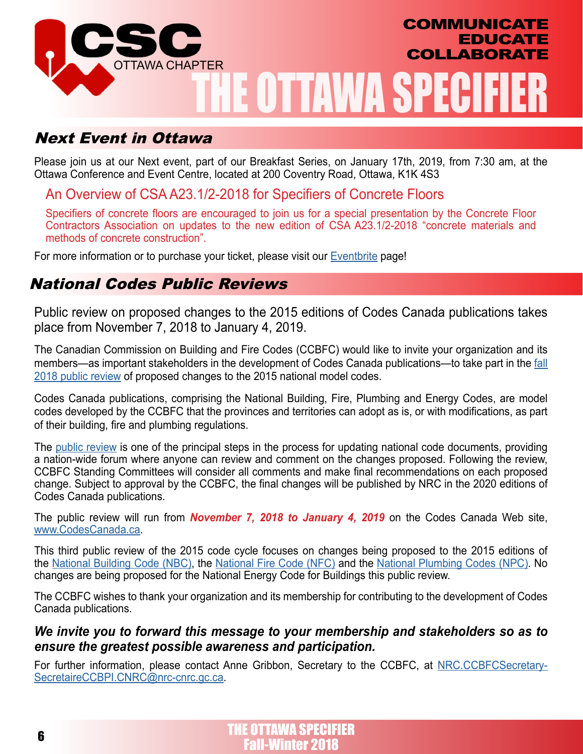# THE OTTAWA SPECIFIER

CSC OTTAWA CHAPTER

COMMUNICATE
EDUCATE
COLLABORATE

## *Next Event in Ottawa*

Please join us at our Next event, part of our Breakfast Series, on January 17th, 2019, from 7:30 am, at the Ottawa Conference and Event Centre, located at 200 Coventry Road, Ottawa, K1K 4S3

### An Overview of CSA A23.1/2-2018 for Specifiers of Concrete Floors

Specifiers of concrete floors are encouraged to join us for a special presentation by the Concrete Floor Contractors Association on updates to the new edition of CSA A23.1/2-2018 "concrete materials and methods of concrete construction".

For more information or to purchase your ticket, please visit our Eventbrite page!

## *National Codes Public Reviews*

Public review on proposed changes to the 2015 editions of Codes Canada publications takes place from November 7, 2018 to January 4, 2019.

The Canadian Commission on Building and Fire Codes (CCBFC) would like to invite your organization and its members—as important stakeholders in the development of Codes Canada publications—to take part in the fall 2018 public review of proposed changes to the 2015 national model codes.

Codes Canada publications, comprising the National Building, Fire, Plumbing and Energy Codes, are model codes developed by the CCBFC that the provinces and territories can adopt as is, or with modifications, as part of their building, fire and plumbing regulations.

The public review is one of the principal steps in the process for updating national code documents, providing a nation-wide forum where anyone can review and comment on the changes proposed. Following the review, CCBFC Standing Committees will consider all comments and make final recommendations on each proposed change. Subject to approval by the CCBFC, the final changes will be published by NRC in the 2020 editions of Codes Canada publications.

The public review will run from ***November 7, 2018 to January 4, 2019*** on the Codes Canada Web site, www.CodesCanada.ca.

This third public review of the 2015 code cycle focuses on changes being proposed to the 2015 editions of the National Building Code (NBC), the National Fire Code (NFC) and the National Plumbing Codes (NPC). No changes are being proposed for the National Energy Code for Buildings this public review.

The CCBFC wishes to thank your organization and its membership for contributing to the development of Codes Canada publications.

***We invite you to forward this message to your membership and stakeholders so as to ensure the greatest possible awareness and participation.***

For further information, please contact Anne Gribbon, Secretary to the CCBFC, at NRC.CCBFCSecretary-SecretaireCCBPI.CNRC@nrc-cnrc.gc.ca.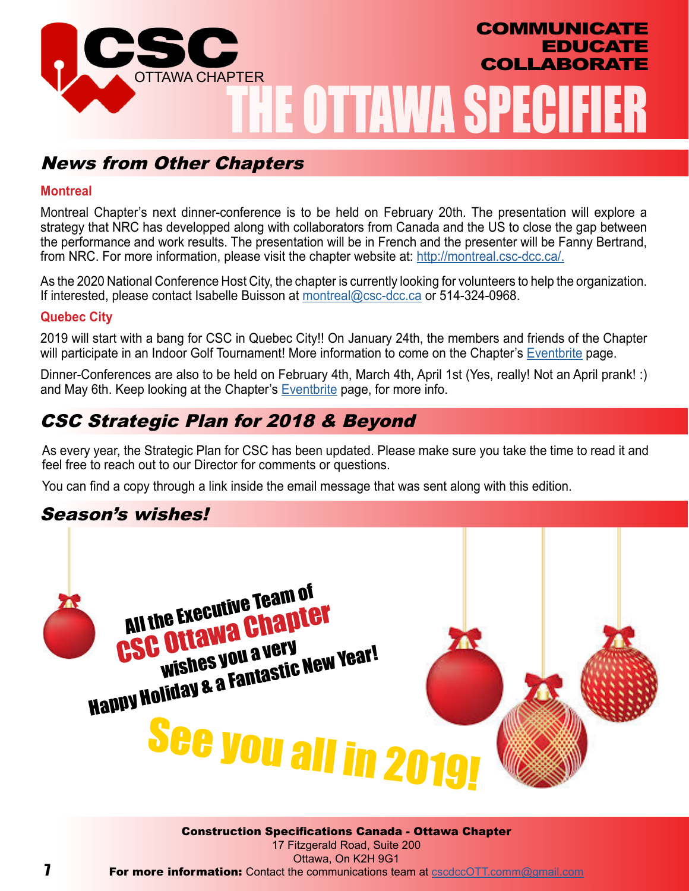# THE OTTAWA SPECIFIER

CSC OTTAWA CHAPTER

COMMUNICATE
EDUCATE
COLLABORATE

## News from Other Chapters

### Montreal

Montreal Chapter's next dinner-conference is to be held on February 20th. The presentation will explore a strategy that NRC has developped along with collaborators from Canada and the US to close the gap between the performance and work results. The presentation will be in French and the presenter will be Fanny Bertrand, from NRC. For more information, please visit the chapter website at: http://montreal.csc-dcc.ca/.

As the 2020 National Conference Host City, the chapter is currently looking for volunteers to help the organization. If interested, please contact Isabelle Buisson at montreal@csc-dcc.ca or 514-324-0968.

### Quebec City

2019 will start with a bang for CSC in Quebec City!! On January 24th, the members and friends of the Chapter will participate in an Indoor Golf Tournament! More information to come on the Chapter's Eventbrite page.

Dinner-Conferences are also to be held on February 4th, March 4th, April 1st (Yes, really! Not an April prank! :) and May 6th. Keep looking at the Chapter's Eventbrite page, for more info.

## CSC Strategic Plan for 2018 & Beyond

As every year, the Strategic Plan for CSC has been updated. Please make sure you take the time to read it and feel free to reach out to our Director for comments or questions.

You can find a copy through a link inside the email message that was sent along with this edition.

## Season's wishes!

All the Executive Team of
CSC Ottawa Chapter
wishes you a very
Happy Holiday & a Fantastic New Year!

See you all in 2019!

**Construction Specifications Canada - Ottawa Chapter**
17 Fitzgerald Road, Suite 200
Ottawa, On K2H 9G1
**For more information:** Contact the communications team at cscdccOTT.comm@gmail.com